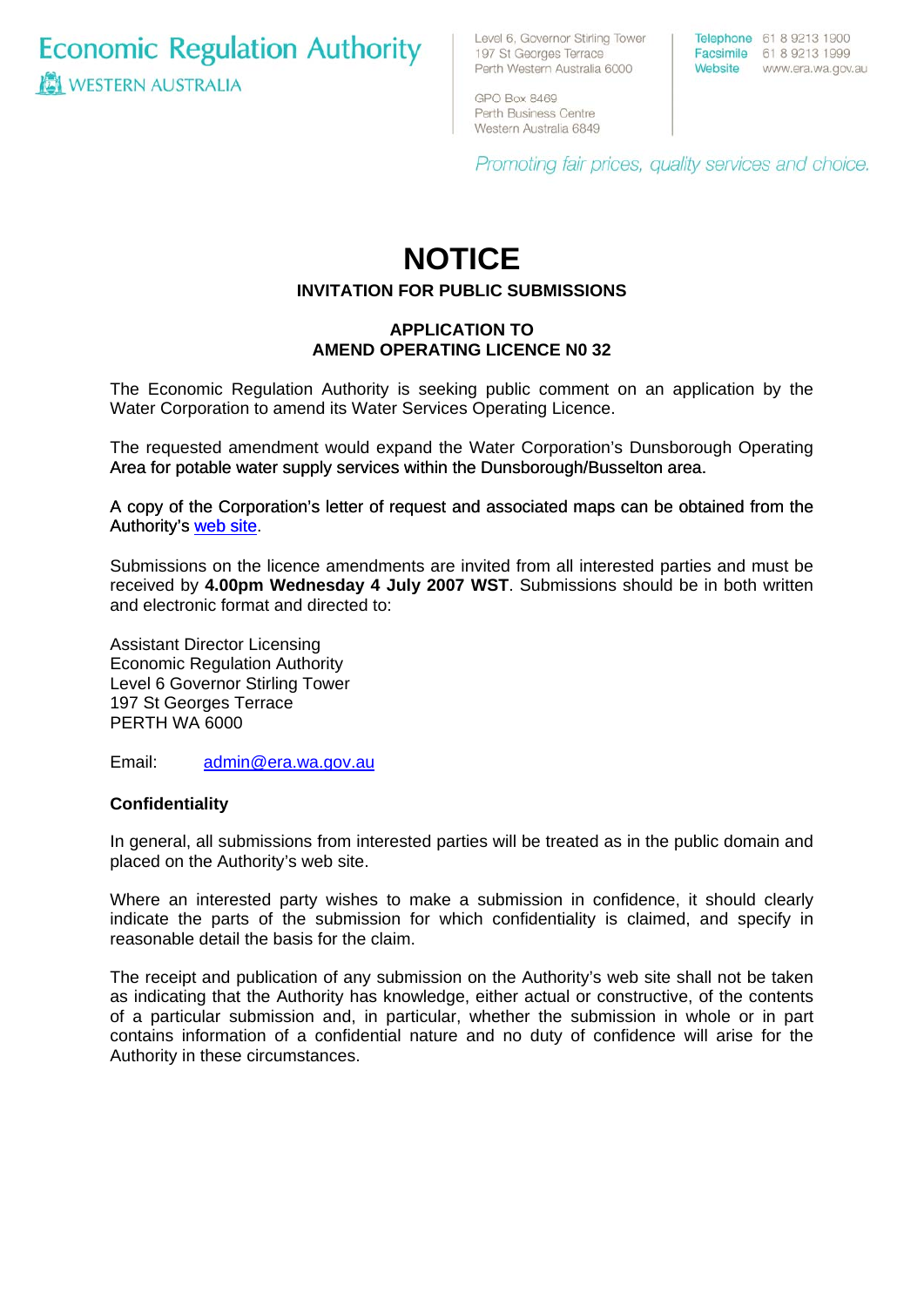Economic Regulation Authority
WESTERN AUSTRALIA

Level 6, Governor Stirling Tower
197 St Georges Terrace
Perth Western Australia 6000

GPO Box 8469
Perth Business Centre
Western Australia 6849

Telephone 61 8 9213 1900
Facsimile 61 8 9213 1999
Website www.era.wa.gov.au

*Promoting fair prices, quality services and choice.*

# NOTICE

### INVITATION FOR PUBLIC SUBMISSIONS

### APPLICATION TO AMEND OPERATING LICENCE N0 32

The Economic Regulation Authority is seeking public comment on an application by the Water Corporation to amend its Water Services Operating Licence.

The requested amendment would expand the Water Corporation's Dunsborough Operating Area for potable water supply services within the Dunsborough/Busselton area.

A copy of the Corporation's letter of request and associated maps can be obtained from the Authority's web site.

Submissions on the licence amendments are invited from all interested parties and must be received by **4.00pm Wednesday 4 July 2007 WST**. Submissions should be in both written and electronic format and directed to:

Assistant Director Licensing
Economic Regulation Authority
Level 6 Governor Stirling Tower
197 St Georges Terrace
PERTH WA 6000

Email: admin@era.wa.gov.au

**Confidentiality**

In general, all submissions from interested parties will be treated as in the public domain and placed on the Authority's web site.

Where an interested party wishes to make a submission in confidence, it should clearly indicate the parts of the submission for which confidentiality is claimed, and specify in reasonable detail the basis for the claim.

The receipt and publication of any submission on the Authority's web site shall not be taken as indicating that the Authority has knowledge, either actual or constructive, of the contents of a particular submission and, in particular, whether the submission in whole or in part contains information of a confidential nature and no duty of confidence will arise for the Authority in these circumstances.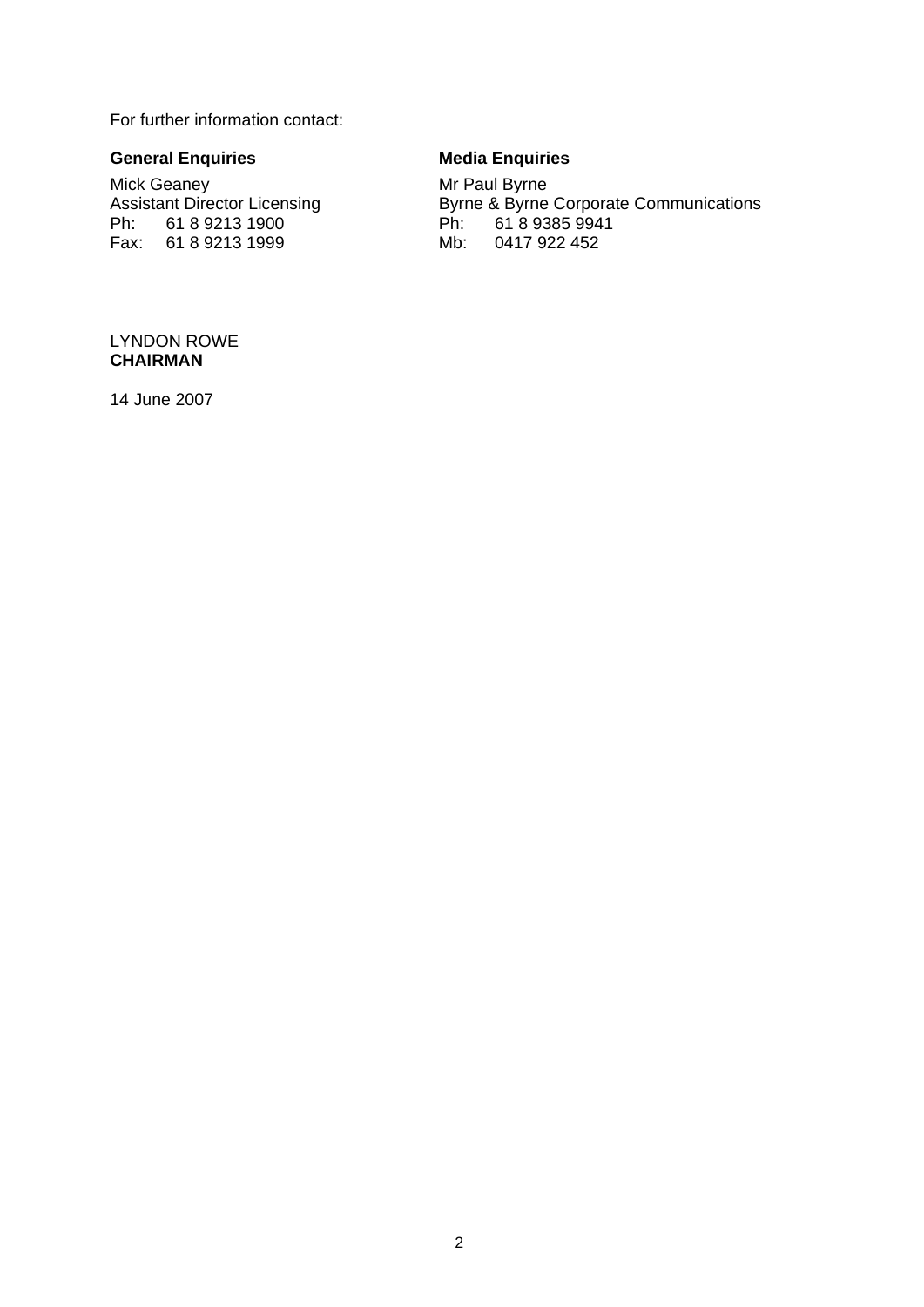For further information contact:

**General Enquiries**

Mick Geaney
Assistant Director Licensing
Ph: 61 8 9213 1900
Fax: 61 8 9213 1999

**Media Enquiries**

Mr Paul Byrne
Byrne & Byrne Corporate Communications
Ph: 61 8 9385 9941
Mb: 0417 922 452

LYNDON ROWE
**CHAIRMAN**

14 June 2007